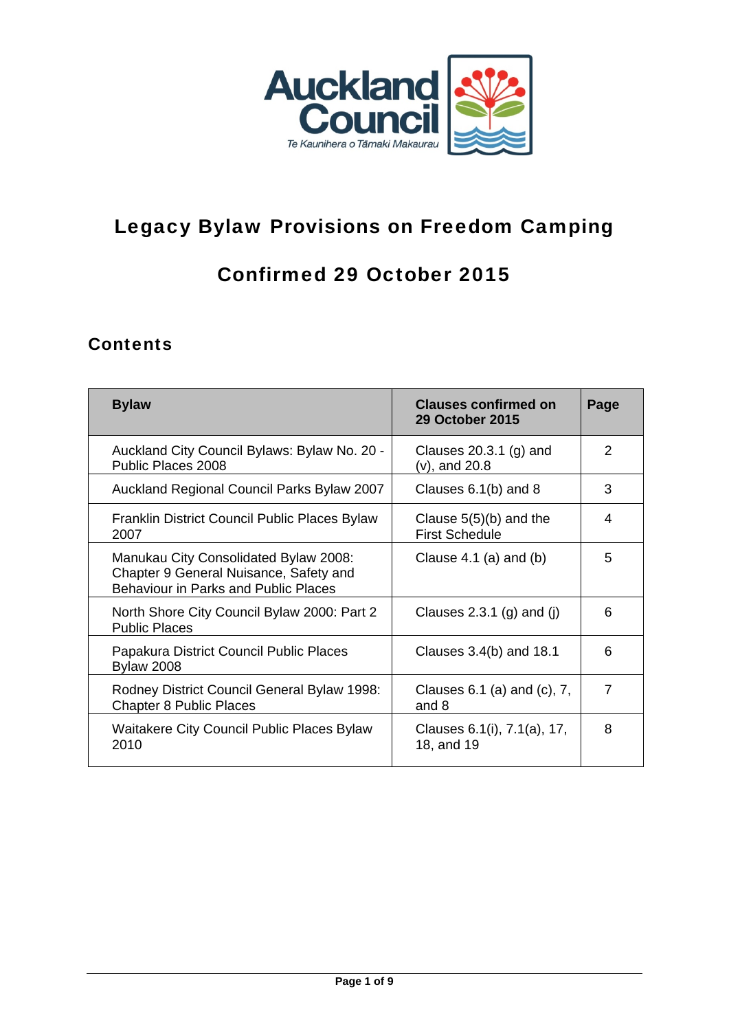# Legacy Bylaw Provisions on Freedom Camping

## Confirmed 29 October 2015

### Contents

| Bylaw | Clauses confirmed on 29 October 2015 | Page |
| --- | --- | --- |
| Auckland City Council Bylaws: Bylaw No. 20 - Public Places 2008 | Clauses 20.3.1 (g) and (v), and 20.8 | 2 |
| Auckland Regional Council Parks Bylaw 2007 | Clauses 6.1(b) and 8 | 3 |
| Franklin District Council Public Places Bylaw 2007 | Clause 5(5)(b) and the First Schedule | 4 |
| Manukau City Consolidated Bylaw 2008: Chapter 9 General Nuisance, Safety and Behaviour in Parks and Public Places | Clause 4.1 (a) and (b) | 5 |
| North Shore City Council Bylaw 2000: Part 2 Public Places | Clauses 2.3.1 (g) and (j) | 6 |
| Papakura District Council Public Places Bylaw 2008 | Clauses 3.4(b) and 18.1 | 6 |
| Rodney District Council General Bylaw 1998: Chapter 8 Public Places | Clauses 6.1 (a) and (c), 7, and 8 | 7 |
| Waitakere City Council Public Places Bylaw 2010 | Clauses 6.1(i), 7.1(a), 17, 18, and 19 | 8 |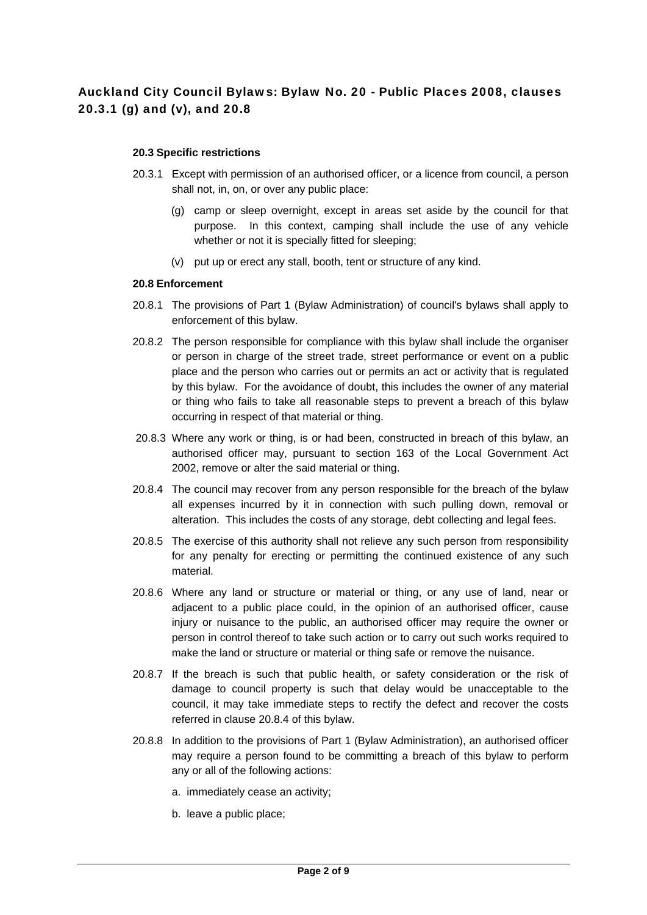## Auckland City Council Bylaws: Bylaw No. 20 - Public Places 2008, clauses 20.3.1 (g) and (v), and 20.8

**20.3 Specific restrictions**

20.3.1 Except with permission of an authorised officer, or a licence from council, a person shall not, in, on, or over any public place:

(g) camp or sleep overnight, except in areas set aside by the council for that purpose. In this context, camping shall include the use of any vehicle whether or not it is specially fitted for sleeping;

(v) put up or erect any stall, booth, tent or structure of any kind.

**20.8 Enforcement**

20.8.1 The provisions of Part 1 (Bylaw Administration) of council's bylaws shall apply to enforcement of this bylaw.

20.8.2 The person responsible for compliance with this bylaw shall include the organiser or person in charge of the street trade, street performance or event on a public place and the person who carries out or permits an act or activity that is regulated by this bylaw. For the avoidance of doubt, this includes the owner of any material or thing who fails to take all reasonable steps to prevent a breach of this bylaw occurring in respect of that material or thing.

20.8.3 Where any work or thing, is or had been, constructed in breach of this bylaw, an authorised officer may, pursuant to section 163 of the Local Government Act 2002, remove or alter the said material or thing.

20.8.4 The council may recover from any person responsible for the breach of the bylaw all expenses incurred by it in connection with such pulling down, removal or alteration. This includes the costs of any storage, debt collecting and legal fees.

20.8.5 The exercise of this authority shall not relieve any such person from responsibility for any penalty for erecting or permitting the continued existence of any such material.

20.8.6 Where any land or structure or material or thing, or any use of land, near or adjacent to a public place could, in the opinion of an authorised officer, cause injury or nuisance to the public, an authorised officer may require the owner or person in control thereof to take such action or to carry out such works required to make the land or structure or material or thing safe or remove the nuisance.

20.8.7 If the breach is such that public health, or safety consideration or the risk of damage to council property is such that delay would be unacceptable to the council, it may take immediate steps to rectify the defect and recover the costs referred in clause 20.8.4 of this bylaw.

20.8.8 In addition to the provisions of Part 1 (Bylaw Administration), an authorised officer may require a person found to be committing a breach of this bylaw to perform any or all of the following actions:

a. immediately cease an activity;

b. leave a public place;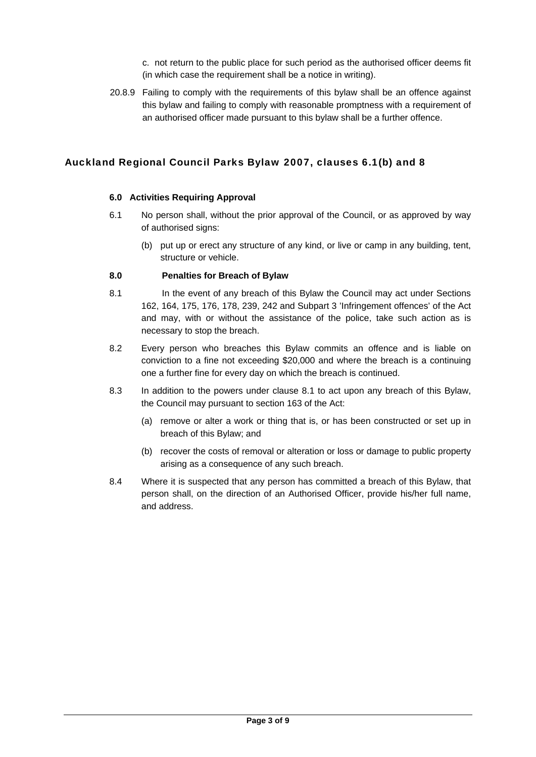c. not return to the public place for such period as the authorised officer deems fit (in which case the requirement shall be a notice in writing).

20.8.9 Failing to comply with the requirements of this bylaw shall be an offence against this bylaw and failing to comply with reasonable promptness with a requirement of an authorised officer made pursuant to this bylaw shall be a further offence.

## Auckland Regional Council Parks Bylaw 2007, clauses 6.1(b) and 8

**6.0 Activities Requiring Approval**

6.1 No person shall, without the prior approval of the Council, or as approved by way of authorised signs:

(b) put up or erect any structure of any kind, or live or camp in any building, tent, structure or vehicle.

**8.0 Penalties for Breach of Bylaw**

8.1 In the event of any breach of this Bylaw the Council may act under Sections 162, 164, 175, 176, 178, 239, 242 and Subpart 3 'Infringement offences' of the Act and may, with or without the assistance of the police, take such action as is necessary to stop the breach.

8.2 Every person who breaches this Bylaw commits an offence and is liable on conviction to a fine not exceeding $20,000 and where the breach is a continuing one a further fine for every day on which the breach is continued.

8.3 In addition to the powers under clause 8.1 to act upon any breach of this Bylaw, the Council may pursuant to section 163 of the Act:

(a) remove or alter a work or thing that is, or has been constructed or set up in breach of this Bylaw; and

(b) recover the costs of removal or alteration or loss or damage to public property arising as a consequence of any such breach.

8.4 Where it is suspected that any person has committed a breach of this Bylaw, that person shall, on the direction of an Authorised Officer, provide his/her full name, and address.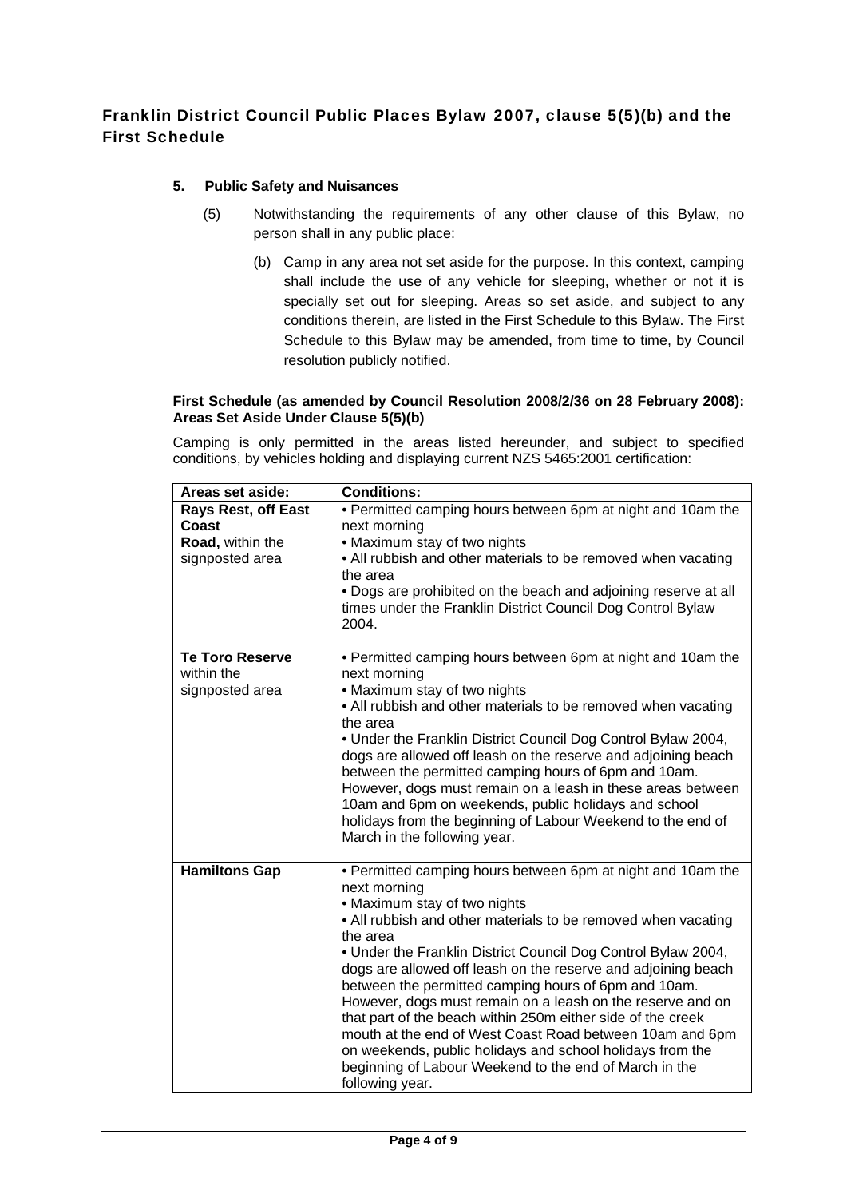## Franklin District Council Public Places Bylaw 2007, clause 5(5)(b) and the First Schedule

**5. Public Safety and Nuisances**

(5) Notwithstanding the requirements of any other clause of this Bylaw, no person shall in any public place:

(b) Camp in any area not set aside for the purpose. In this context, camping shall include the use of any vehicle for sleeping, whether or not it is specially set out for sleeping. Areas so set aside, and subject to any conditions therein, are listed in the First Schedule to this Bylaw. The First Schedule to this Bylaw may be amended, from time to time, by Council resolution publicly notified.

**First Schedule (as amended by Council Resolution 2008/2/36 on 28 February 2008): Areas Set Aside Under Clause 5(5)(b)**

Camping is only permitted in the areas listed hereunder, and subject to specified conditions, by vehicles holding and displaying current NZS 5465:2001 certification:

| Areas set aside: | Conditions: |
|---|---|
| **Rays Rest, off East Coast Road,** within the signposted area | • Permitted camping hours between 6pm at night and 10am the next morning<br>• Maximum stay of two nights<br>• All rubbish and other materials to be removed when vacating the area<br>• Dogs are prohibited on the beach and adjoining reserve at all times under the Franklin District Council Dog Control Bylaw 2004. |
| **Te Toro Reserve** within the signposted area | • Permitted camping hours between 6pm at night and 10am the next morning<br>• Maximum stay of two nights<br>• All rubbish and other materials to be removed when vacating the area<br>• Under the Franklin District Council Dog Control Bylaw 2004, dogs are allowed off leash on the reserve and adjoining beach between the permitted camping hours of 6pm and 10am. However, dogs must remain on a leash in these areas between 10am and 6pm on weekends, public holidays and school holidays from the beginning of Labour Weekend to the end of March in the following year. |
| **Hamiltons Gap** | • Permitted camping hours between 6pm at night and 10am the next morning<br>• Maximum stay of two nights<br>• All rubbish and other materials to be removed when vacating the area<br>• Under the Franklin District Council Dog Control Bylaw 2004, dogs are allowed off leash on the reserve and adjoining beach between the permitted camping hours of 6pm and 10am. However, dogs must remain on a leash on the reserve and on that part of the beach within 250m either side of the creek mouth at the end of West Coast Road between 10am and 6pm on weekends, public holidays and school holidays from the beginning of Labour Weekend to the end of March in the following year. |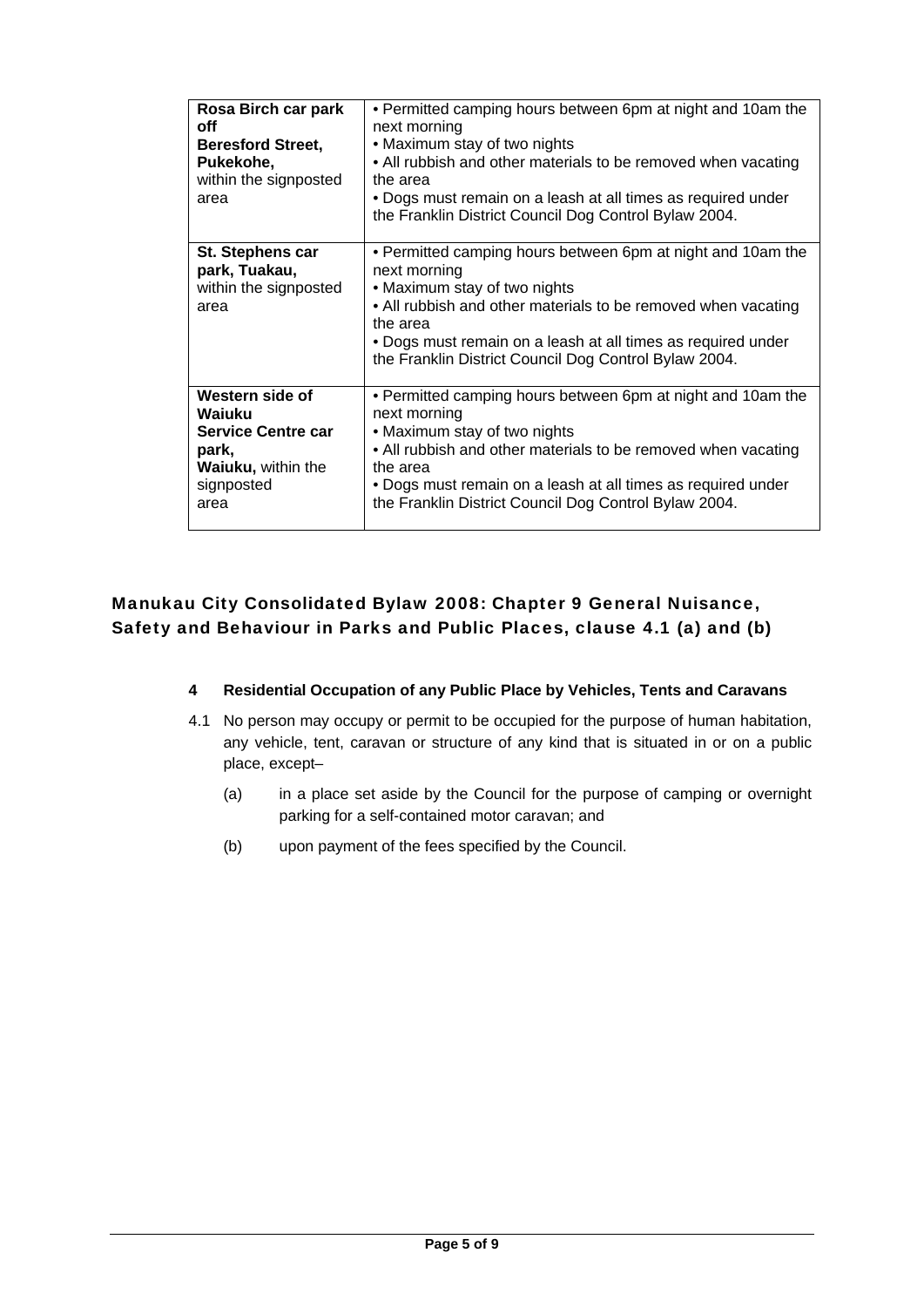| | |
|---|---|
| **Rosa Birch car park off Beresford Street, Pukekohe,** within the signposted area | • Permitted camping hours between 6pm at night and 10am the next morning<br>• Maximum stay of two nights<br>• All rubbish and other materials to be removed when vacating the area<br>• Dogs must remain on a leash at all times as required under the Franklin District Council Dog Control Bylaw 2004. |
| **St. Stephens car park, Tuakau,** within the signposted area | • Permitted camping hours between 6pm at night and 10am the next morning<br>• Maximum stay of two nights<br>• All rubbish and other materials to be removed when vacating the area<br>• Dogs must remain on a leash at all times as required under the Franklin District Council Dog Control Bylaw 2004. |
| **Western side of Waiuku Service Centre car park, Waiuku,** within the signposted area | • Permitted camping hours between 6pm at night and 10am the next morning<br>• Maximum stay of two nights<br>• All rubbish and other materials to be removed when vacating the area<br>• Dogs must remain on a leash at all times as required under the Franklin District Council Dog Control Bylaw 2004. |

## Manukau City Consolidated Bylaw 2008: Chapter 9 General Nuisance, Safety and Behaviour in Parks and Public Places, clause 4.1 (a) and (b)

**4 Residential Occupation of any Public Place by Vehicles, Tents and Caravans**

4.1 No person may occupy or permit to be occupied for the purpose of human habitation, any vehicle, tent, caravan or structure of any kind that is situated in or on a public place, except–

(a) in a place set aside by the Council for the purpose of camping or overnight parking for a self-contained motor caravan; and

(b) upon payment of the fees specified by the Council.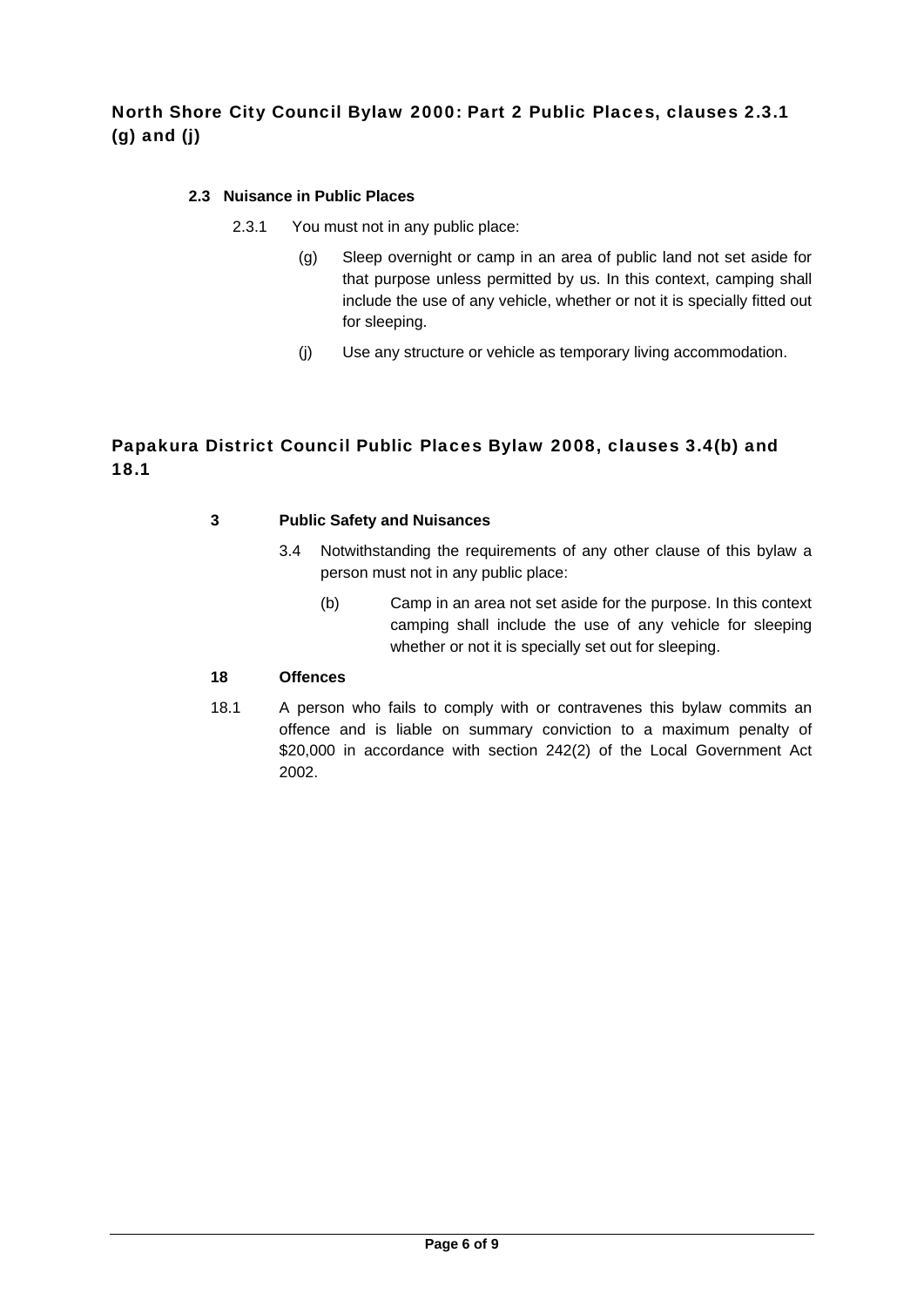## North Shore City Council Bylaw 2000: Part 2 Public Places, clauses 2.3.1 (g) and (j)

### 2.3 Nuisance in Public Places

2.3.1 You must not in any public place:

(g) Sleep overnight or camp in an area of public land not set aside for that purpose unless permitted by us. In this context, camping shall include the use of any vehicle, whether or not it is specially fitted out for sleeping.

(j) Use any structure or vehicle as temporary living accommodation.

## Papakura District Council Public Places Bylaw 2008, clauses 3.4(b) and 18.1

### 3 Public Safety and Nuisances

3.4 Notwithstanding the requirements of any other clause of this bylaw a person must not in any public place:

(b) Camp in an area not set aside for the purpose. In this context camping shall include the use of any vehicle for sleeping whether or not it is specially set out for sleeping.

### 18 Offences

18.1 A person who fails to comply with or contravenes this bylaw commits an offence and is liable on summary conviction to a maximum penalty of $20,000 in accordance with section 242(2) of the Local Government Act 2002.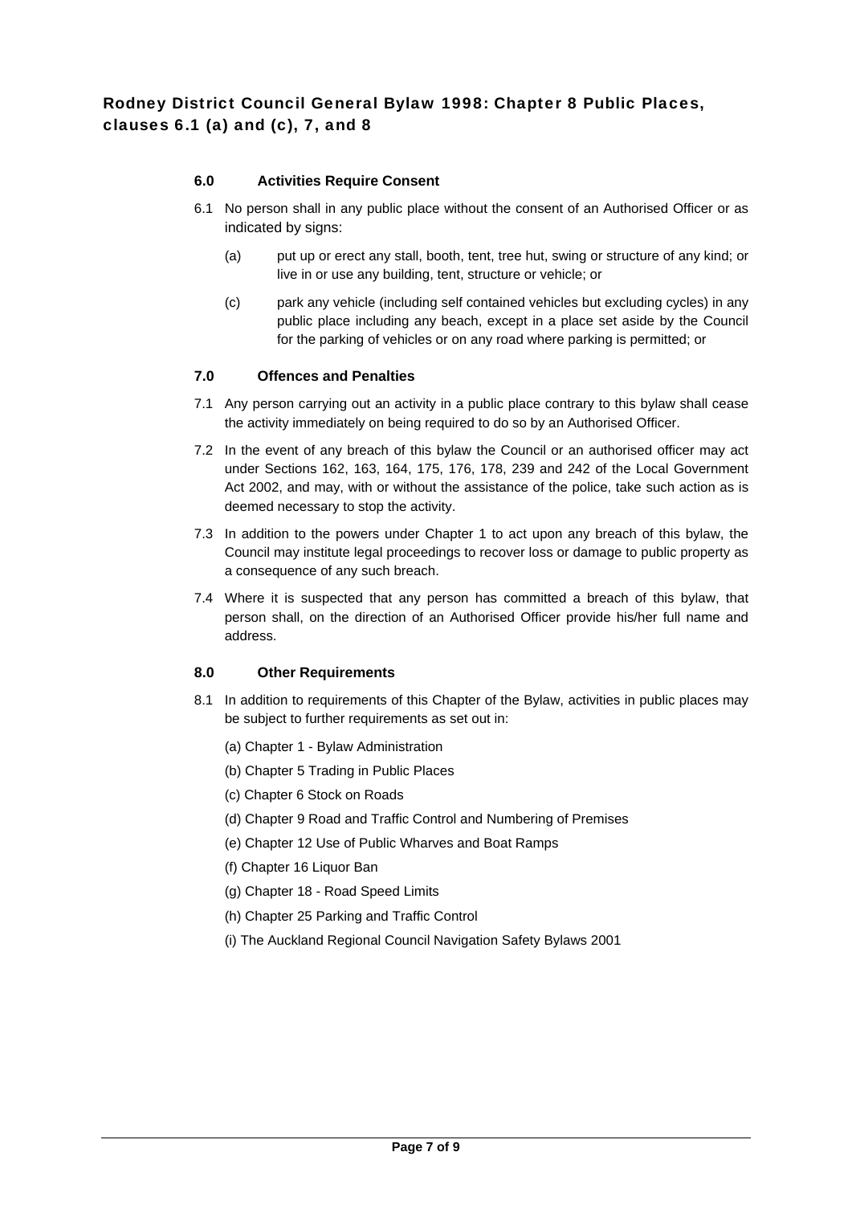## Rodney District Council General Bylaw 1998: Chapter 8 Public Places, clauses 6.1 (a) and (c), 7, and 8

### 6.0 Activities Require Consent

6.1 No person shall in any public place without the consent of an Authorised Officer or as indicated by signs:

(a) put up or erect any stall, booth, tent, tree hut, swing or structure of any kind; or live in or use any building, tent, structure or vehicle; or

(c) park any vehicle (including self contained vehicles but excluding cycles) in any public place including any beach, except in a place set aside by the Council for the parking of vehicles or on any road where parking is permitted; or

### 7.0 Offences and Penalties

7.1 Any person carrying out an activity in a public place contrary to this bylaw shall cease the activity immediately on being required to do so by an Authorised Officer.

7.2 In the event of any breach of this bylaw the Council or an authorised officer may act under Sections 162, 163, 164, 175, 176, 178, 239 and 242 of the Local Government Act 2002, and may, with or without the assistance of the police, take such action as is deemed necessary to stop the activity.

7.3 In addition to the powers under Chapter 1 to act upon any breach of this bylaw, the Council may institute legal proceedings to recover loss or damage to public property as a consequence of any such breach.

7.4 Where it is suspected that any person has committed a breach of this bylaw, that person shall, on the direction of an Authorised Officer provide his/her full name and address.

### 8.0 Other Requirements

8.1 In addition to requirements of this Chapter of the Bylaw, activities in public places may be subject to further requirements as set out in:

(a) Chapter 1 - Bylaw Administration

(b) Chapter 5 Trading in Public Places

(c) Chapter 6 Stock on Roads

(d) Chapter 9 Road and Traffic Control and Numbering of Premises

(e) Chapter 12 Use of Public Wharves and Boat Ramps

(f) Chapter 16 Liquor Ban

(g) Chapter 18 - Road Speed Limits

(h) Chapter 25 Parking and Traffic Control

(i) The Auckland Regional Council Navigation Safety Bylaws 2001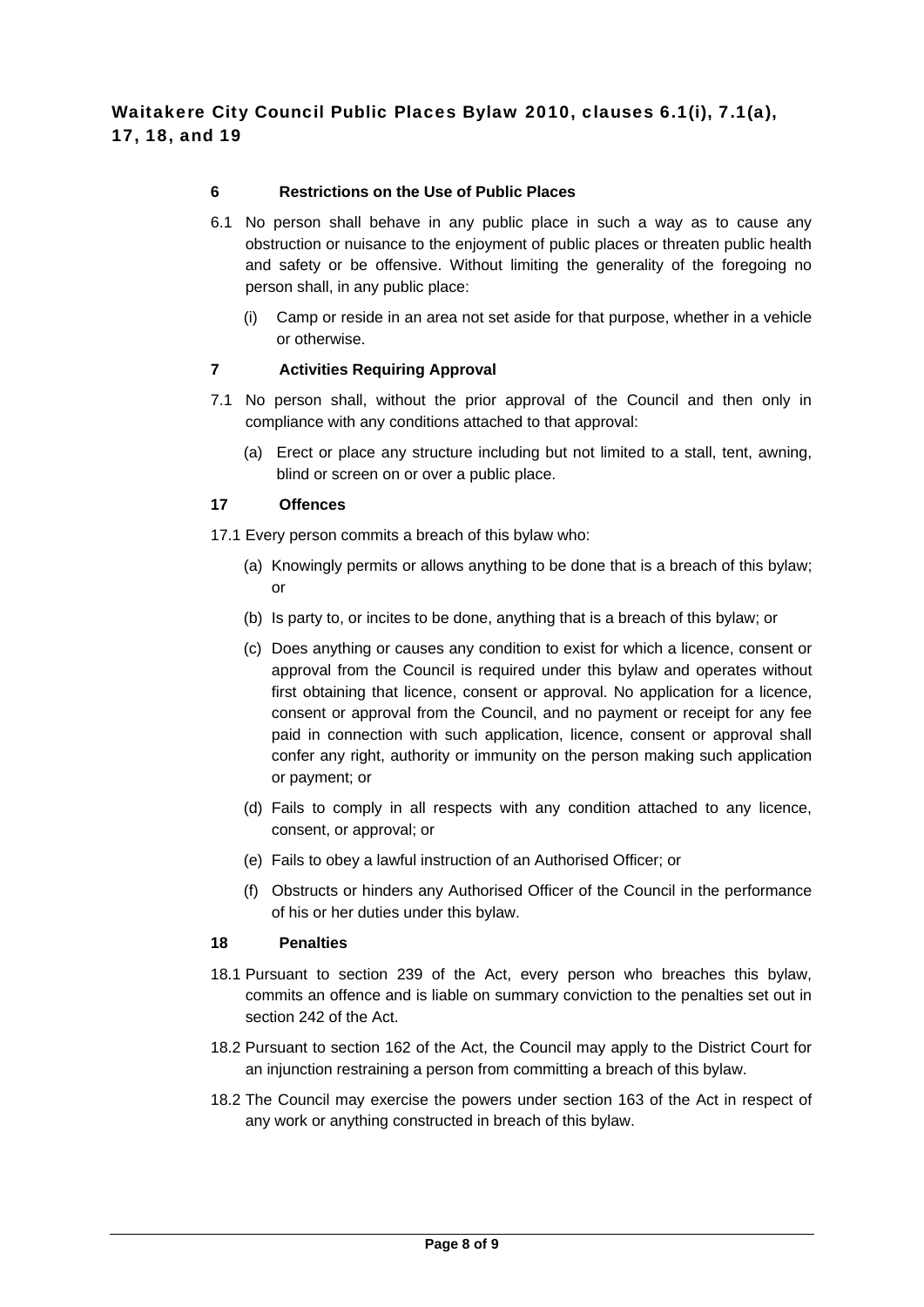## Waitakere City Council Public Places Bylaw 2010, clauses 6.1(i), 7.1(a), 17, 18, and 19

### 6 Restrictions on the Use of Public Places

6.1 No person shall behave in any public place in such a way as to cause any obstruction or nuisance to the enjoyment of public places or threaten public health and safety or be offensive. Without limiting the generality of the foregoing no person shall, in any public place:

(i) Camp or reside in an area not set aside for that purpose, whether in a vehicle or otherwise.

### 7 Activities Requiring Approval

7.1 No person shall, without the prior approval of the Council and then only in compliance with any conditions attached to that approval:

(a) Erect or place any structure including but not limited to a stall, tent, awning, blind or screen on or over a public place.

### 17 Offences

17.1 Every person commits a breach of this bylaw who:

(a) Knowingly permits or allows anything to be done that is a breach of this bylaw; or

(b) Is party to, or incites to be done, anything that is a breach of this bylaw; or

(c) Does anything or causes any condition to exist for which a licence, consent or approval from the Council is required under this bylaw and operates without first obtaining that licence, consent or approval. No application for a licence, consent or approval from the Council, and no payment or receipt for any fee paid in connection with such application, licence, consent or approval shall confer any right, authority or immunity on the person making such application or payment; or

(d) Fails to comply in all respects with any condition attached to any licence, consent, or approval; or

(e) Fails to obey a lawful instruction of an Authorised Officer; or

(f) Obstructs or hinders any Authorised Officer of the Council in the performance of his or her duties under this bylaw.

### 18 Penalties

18.1 Pursuant to section 239 of the Act, every person who breaches this bylaw, commits an offence and is liable on summary conviction to the penalties set out in section 242 of the Act.

18.2 Pursuant to section 162 of the Act, the Council may apply to the District Court for an injunction restraining a person from committing a breach of this bylaw.

18.2 The Council may exercise the powers under section 163 of the Act in respect of any work or anything constructed in breach of this bylaw.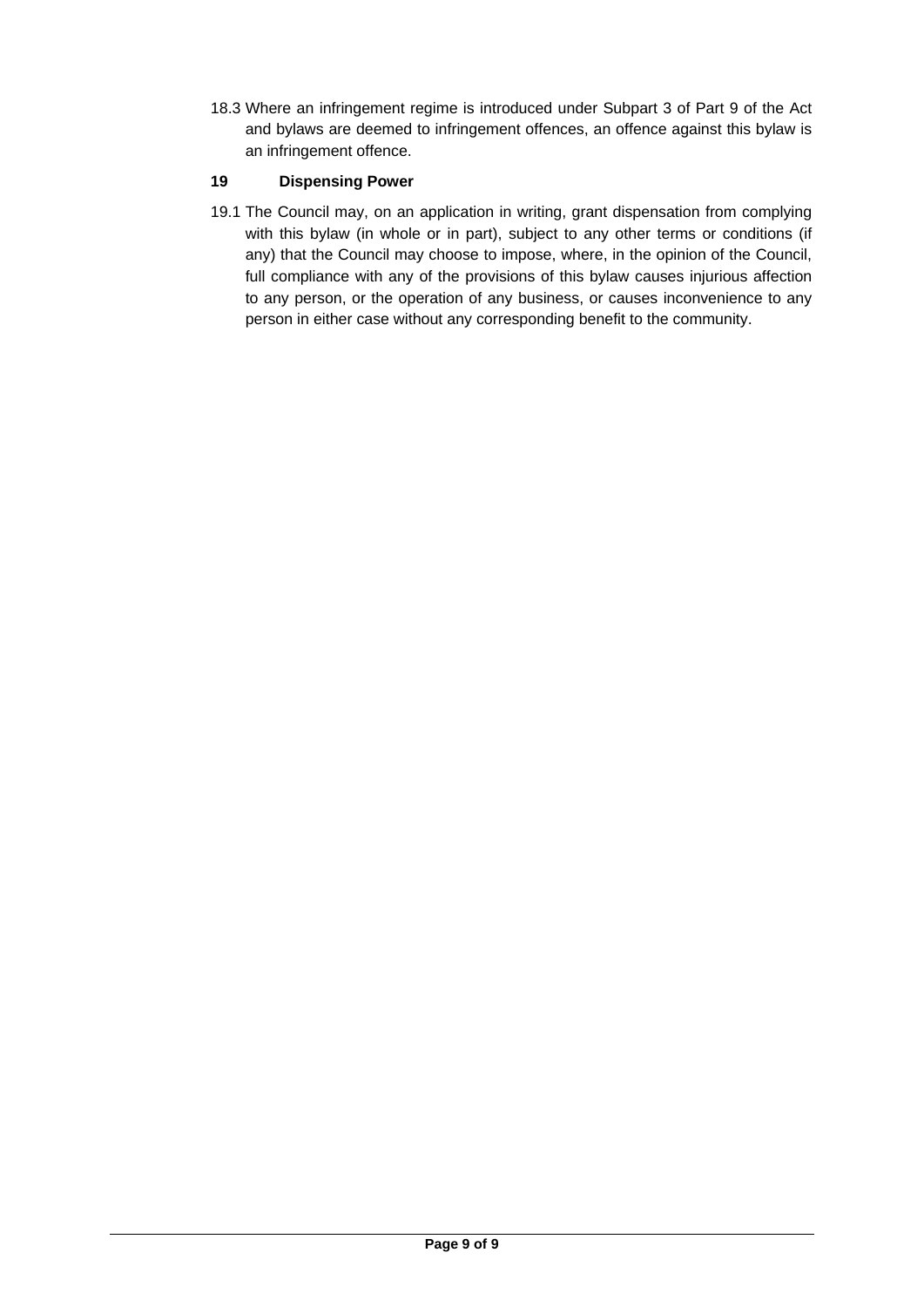18.3 Where an infringement regime is introduced under Subpart 3 of Part 9 of the Act and bylaws are deemed to infringement offences, an offence against this bylaw is an infringement offence.

## 19 Dispensing Power

19.1 The Council may, on an application in writing, grant dispensation from complying with this bylaw (in whole or in part), subject to any other terms or conditions (if any) that the Council may choose to impose, where, in the opinion of the Council, full compliance with any of the provisions of this bylaw causes injurious affection to any person, or the operation of any business, or causes inconvenience to any person in either case without any corresponding benefit to the community.